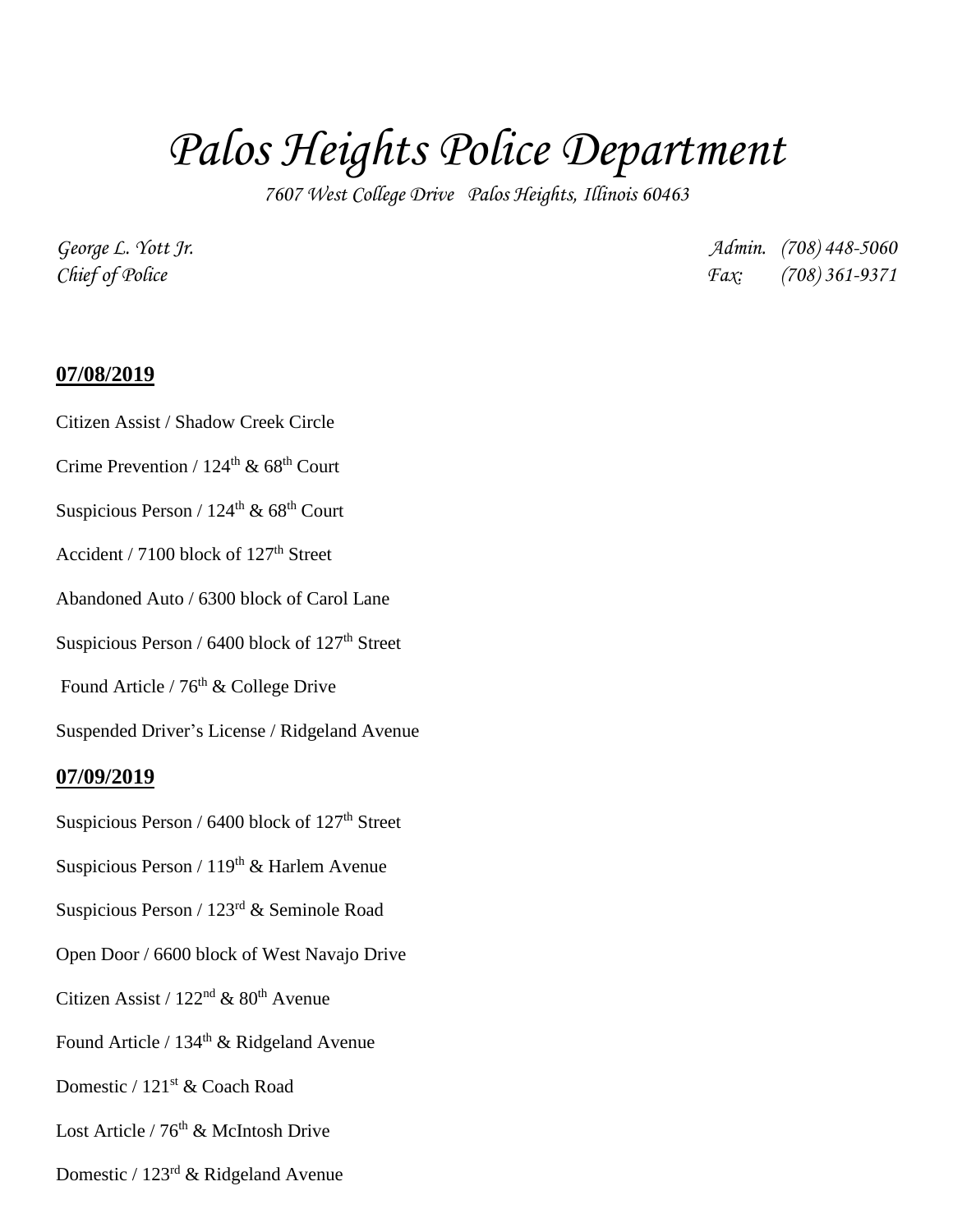# Palos Heights Police Department

*7607 West College Drive Palos Heights, Illinois 60463*

*George L. Yott Jr.*
*Chief of Police*

*Admin. (708) 448-5060*
*Fax: (708) 361-9371*

**07/08/2019**

Citizen Assist / Shadow Creek Circle

Crime Prevention / 124th & 68th Court

Suspicious Person / 124th & 68th Court

Accident / 7100 block of 127th Street

Abandoned Auto / 6300 block of Carol Lane

Suspicious Person / 6400 block of 127th Street

Found Article / 76th & College Drive

Suspended Driver's License / Ridgeland Avenue

**07/09/2019**

Suspicious Person / 6400 block of 127th Street

Suspicious Person / 119th & Harlem Avenue

Suspicious Person / 123rd & Seminole Road

Open Door / 6600 block of West Navajo Drive

Citizen Assist / 122nd & 80th Avenue

Found Article / 134th & Ridgeland Avenue

Domestic / 121st & Coach Road

Lost Article / 76th & McIntosh Drive

Domestic / 123rd & Ridgeland Avenue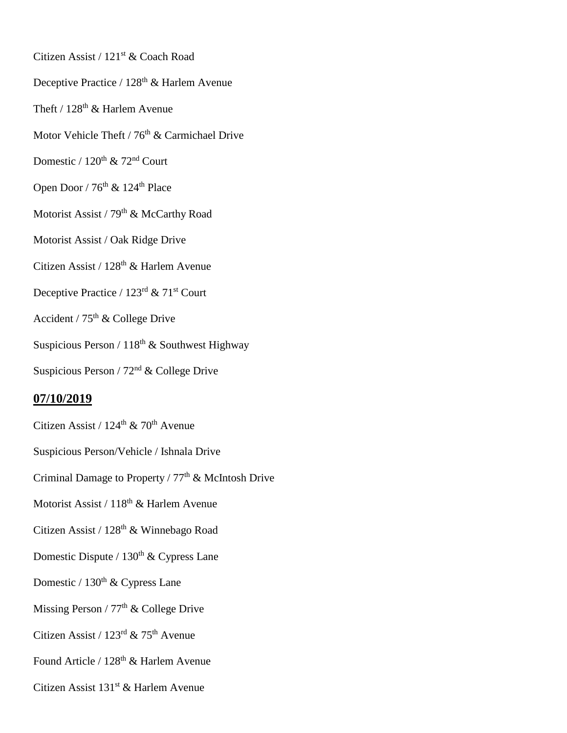Citizen Assist / 121st & Coach Road

Deceptive Practice / 128th & Harlem Avenue

Theft / 128th & Harlem Avenue

Motor Vehicle Theft / 76th & Carmichael Drive

Domestic / 120th & 72nd Court

Open Door / 76th & 124th Place

Motorist Assist / 79th & McCarthy Road

Motorist Assist / Oak Ridge Drive

Citizen Assist / 128th & Harlem Avenue

Deceptive Practice / 123rd & 71st Court

Accident / 75th & College Drive

Suspicious Person / 118th & Southwest Highway

Suspicious Person / 72nd & College Drive

**07/10/2019**

Citizen Assist / 124th & 70th Avenue

Suspicious Person/Vehicle / Ishnala Drive

Criminal Damage to Property / 77th & McIntosh Drive

Motorist Assist / 118th & Harlem Avenue

Citizen Assist / 128th & Winnebago Road

Domestic Dispute / 130th & Cypress Lane

Domestic / 130th & Cypress Lane

Missing Person / 77th & College Drive

Citizen Assist / 123rd & 75th Avenue

Found Article / 128th & Harlem Avenue

Citizen Assist 131st & Harlem Avenue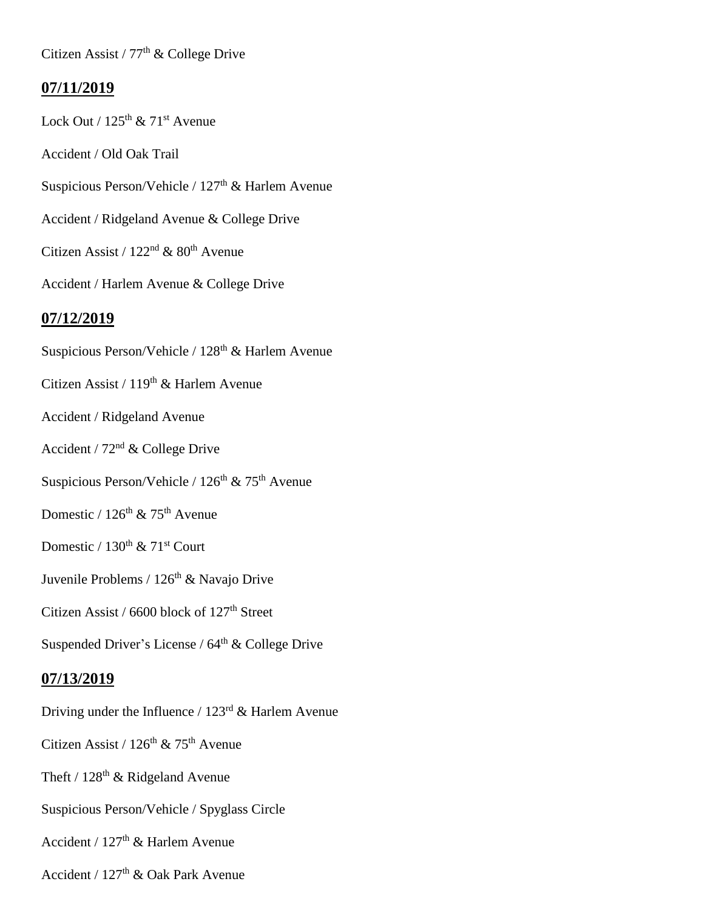Citizen Assist / 77th & College Drive

## 07/11/2019

Lock Out / 125th & 71st Avenue

Accident / Old Oak Trail

Suspicious Person/Vehicle / 127th & Harlem Avenue

Accident / Ridgeland Avenue & College Drive

Citizen Assist / 122nd & 80th Avenue

Accident / Harlem Avenue & College Drive

## 07/12/2019

Suspicious Person/Vehicle / 128th & Harlem Avenue

Citizen Assist / 119th & Harlem Avenue

Accident / Ridgeland Avenue

Accident / 72nd & College Drive

Suspicious Person/Vehicle / 126th & 75th Avenue

Domestic / 126th & 75th Avenue

Domestic / 130th & 71st Court

Juvenile Problems / 126th & Navajo Drive

Citizen Assist / 6600 block of 127th Street

Suspended Driver's License / 64th & College Drive

## 07/13/2019

Driving under the Influence / 123rd & Harlem Avenue

Citizen Assist / 126th & 75th Avenue

Theft / 128th & Ridgeland Avenue

Suspicious Person/Vehicle / Spyglass Circle

Accident / 127th & Harlem Avenue

Accident / 127th & Oak Park Avenue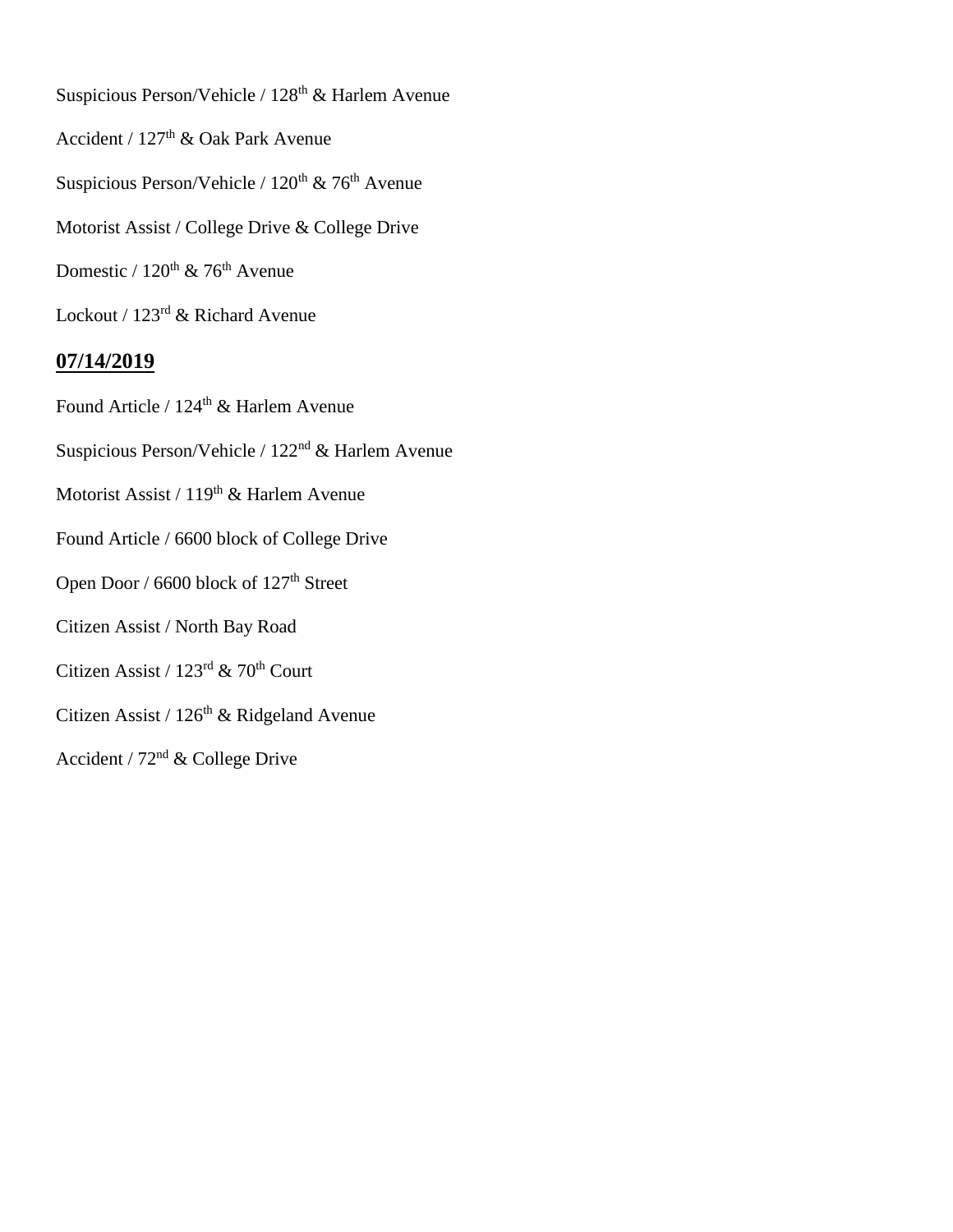Suspicious Person/Vehicle / 128th & Harlem Avenue

Accident / 127th & Oak Park Avenue

Suspicious Person/Vehicle / 120th & 76th Avenue

Motorist Assist / College Drive & College Drive

Domestic / 120th & 76th Avenue

Lockout / 123rd & Richard Avenue

## **07/14/2019**

Found Article / 124th & Harlem Avenue

Suspicious Person/Vehicle / 122nd & Harlem Avenue

Motorist Assist / 119th & Harlem Avenue

Found Article / 6600 block of College Drive

Open Door / 6600 block of 127th Street

Citizen Assist / North Bay Road

Citizen Assist / 123rd & 70th Court

Citizen Assist / 126th & Ridgeland Avenue

Accident / 72nd & College Drive